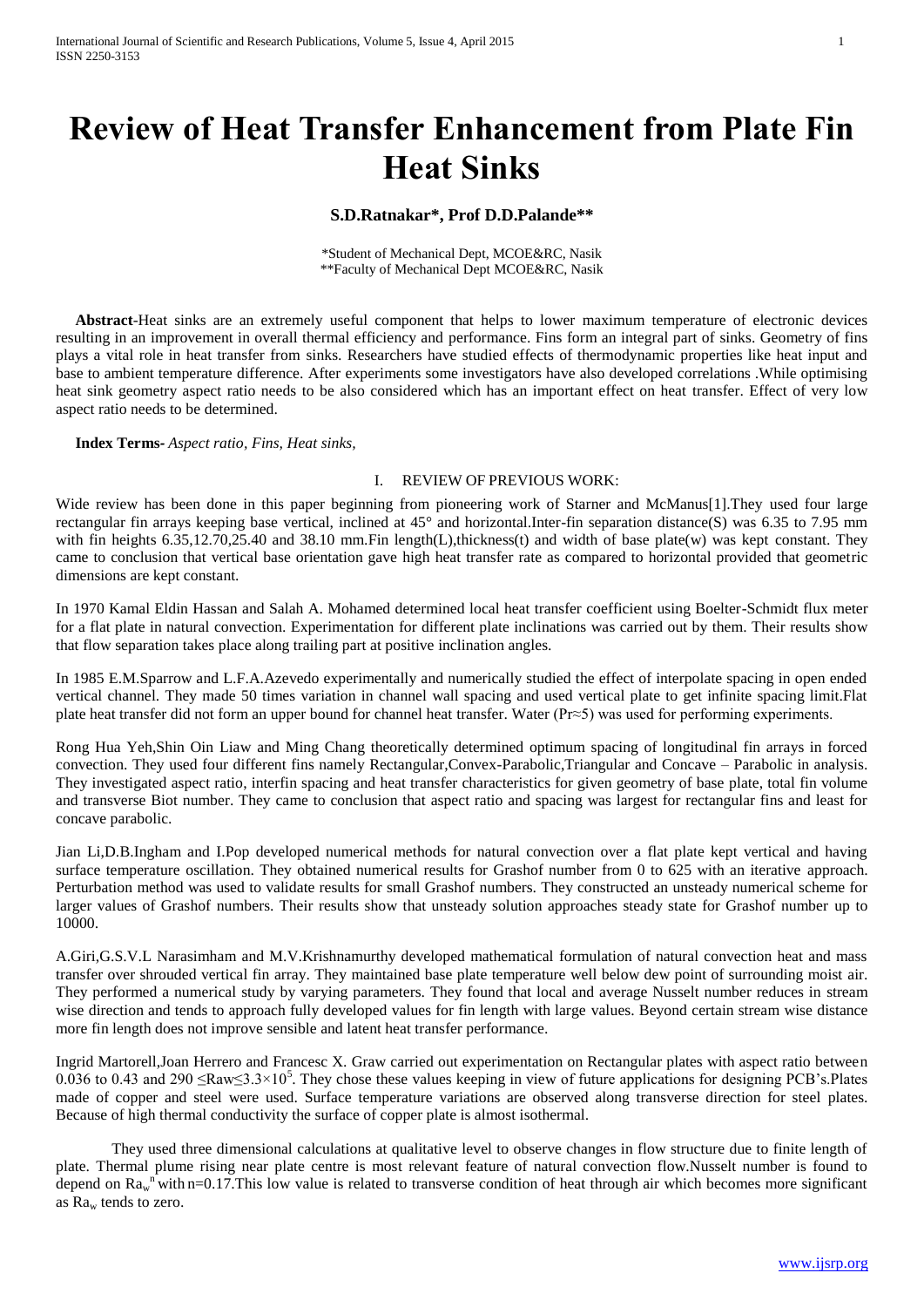# Review of Heat Transfer Enhancement from Plate Fin Heat Sinks

**S.D.Ratnakar\*, Prof D.D.Palande\*\***

\*Student of Mechanical Dept, MCOE&RC, Nasik
\*\*Faculty of Mechanical Dept MCOE&RC, Nasik

**Abstract**-Heat sinks are an extremely useful component that helps to lower maximum temperature of electronic devices resulting in an improvement in overall thermal efficiency and performance. Fins form an integral part of sinks. Geometry of fins plays a vital role in heat transfer from sinks. Researchers have studied effects of thermodynamic properties like heat input and base to ambient temperature difference. After experiments some investigators have also developed correlations .While optimising heat sink geometry aspect ratio needs to be also considered which has an important effect on heat transfer. Effect of very low aspect ratio needs to be determined.

**Index Terms-** *Aspect ratio, Fins, Heat sinks,*

## I. REVIEW OF PREVIOUS WORK:

Wide review has been done in this paper beginning from pioneering work of Starner and McManus[1].They used four large rectangular fin arrays keeping base vertical, inclined at 45° and horizontal.Inter-fin separation distance(S) was 6.35 to 7.95 mm with fin heights 6.35,12.70,25.40 and 38.10 mm.Fin length(L),thickness(t) and width of base plate(w) was kept constant. They came to conclusion that vertical base orientation gave high heat transfer rate as compared to horizontal provided that geometric dimensions are kept constant.

In 1970 Kamal Eldin Hassan and Salah A. Mohamed determined local heat transfer coefficient using Boelter-Schmidt flux meter for a flat plate in natural convection. Experimentation for different plate inclinations was carried out by them. Their results show that flow separation takes place along trailing part at positive inclination angles.

In 1985 E.M.Sparrow and L.F.A.Azevedo experimentally and numerically studied the effect of interpolate spacing in open ended vertical channel. They made 50 times variation in channel wall spacing and used vertical plate to get infinite spacing limit.Flat plate heat transfer did not form an upper bound for channel heat transfer. Water ($Pr \approx 5$) was used for performing experiments.

Rong Hua Yeh,Shin Oin Liaw and Ming Chang theoretically determined optimum spacing of longitudinal fin arrays in forced convection. They used four different fins namely Rectangular,Convex-Parabolic,Triangular and Concave – Parabolic in analysis. They investigated aspect ratio, interfin spacing and heat transfer characteristics for given geometry of base plate, total fin volume and transverse Biot number. They came to conclusion that aspect ratio and spacing was largest for rectangular fins and least for concave parabolic.

Jian Li,D.B.Ingham and I.Pop developed numerical methods for natural convection over a flat plate kept vertical and having surface temperature oscillation. They obtained numerical results for Grashof number from 0 to 625 with an iterative approach. Perturbation method was used to validate results for small Grashof numbers. They constructed an unsteady numerical scheme for larger values of Grashof numbers. Their results show that unsteady solution approaches steady state for Grashof number up to 10000.

A.Giri,G.S.V.L Narasimham and M.V.Krishnamurthy developed mathematical formulation of natural convection heat and mass transfer over shrouded vertical fin array. They maintained base plate temperature well below dew point of surrounding moist air. They performed a numerical study by varying parameters. They found that local and average Nusselt number reduces in stream wise direction and tends to approach fully developed values for fin length with large values. Beyond certain stream wise distance more fin length does not improve sensible and latent heat transfer performance.

Ingrid Martorell,Joan Herrero and Francesc X. Graw carried out experimentation on Rectangular plates with aspect ratio between 0.036 to 0.43 and $290 \leq Ra_w \leq 3.3\times10^5$. They chose these values keeping in view of future applications for designing PCB's.Plates made of copper and steel were used. Surface temperature variations are observed along transverse direction for steel plates. Because of high thermal conductivity the surface of copper plate is almost isothermal.

They used three dimensional calculations at qualitative level to observe changes in flow structure due to finite length of plate. Thermal plume rising near plate centre is most relevant feature of natural convection flow.Nusselt number is found to depend on $Ra_w^n$ with n=0.17.This low value is related to transverse condition of heat through air which becomes more significant as $Ra_w$ tends to zero.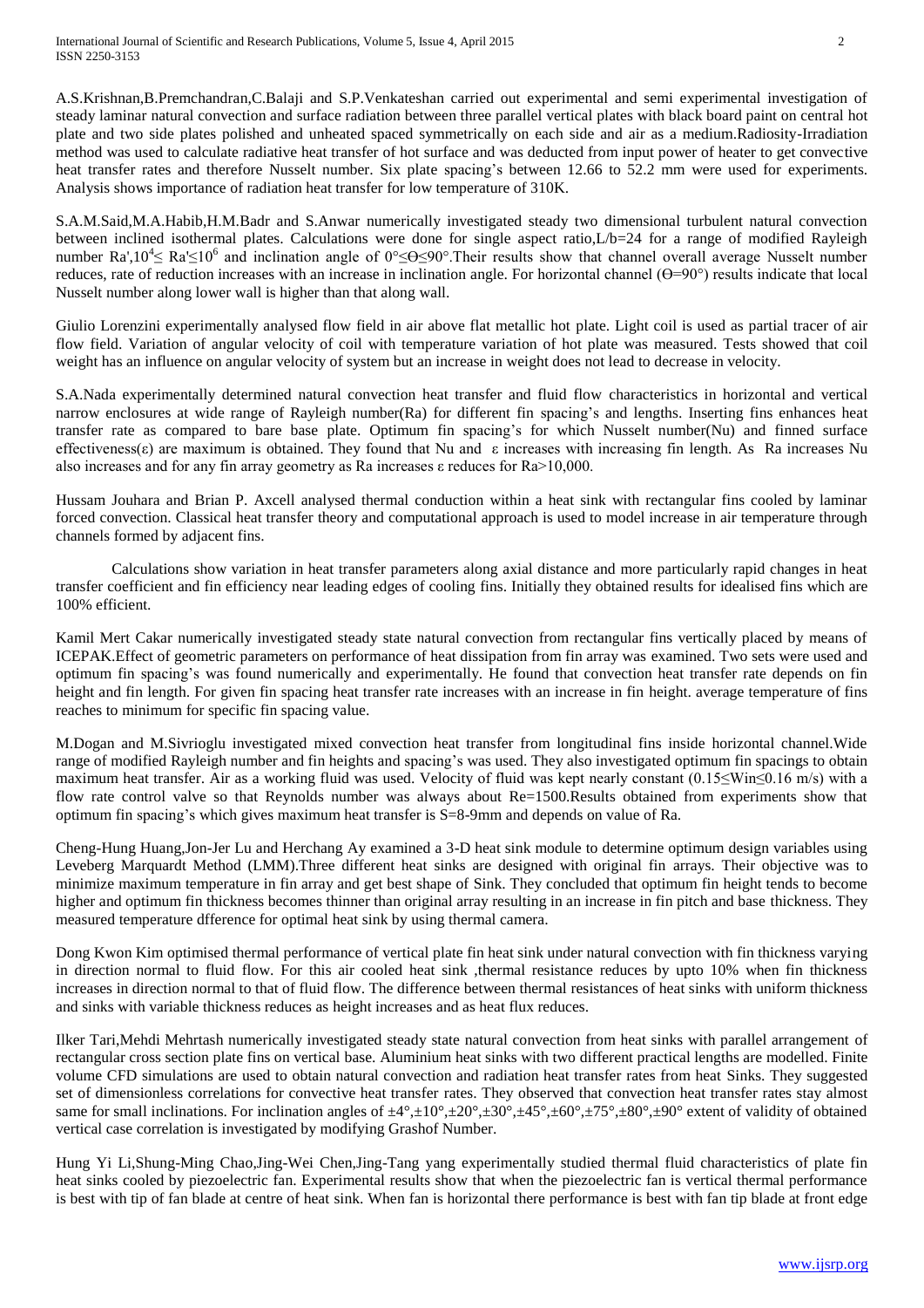A.S.Krishnan,B.Premchandran,C.Balaji and S.P.Venkateshan carried out experimental and semi experimental investigation of steady laminar natural convection and surface radiation between three parallel vertical plates with black board paint on central hot plate and two side plates polished and unheated spaced symmetrically on each side and air as a medium.Radiosity-Irradiation method was used to calculate radiative heat transfer of hot surface and was deducted from input power of heater to get convective heat transfer rates and therefore Nusselt number. Six plate spacing's between 12.66 to 52.2 mm were used for experiments. Analysis shows importance of radiation heat transfer for low temperature of 310K.

S.A.M.Said,M.A.Habib,H.M.Badr and S.Anwar numerically investigated steady two dimensional turbulent natural convection between inclined isothermal plates. Calculations were done for single aspect ratio,L/b=24 for a range of modified Rayleigh number Ra',$10^4 \leq$ Ra'$\leq 10^6$ and inclination angle of $0° \leq \Theta \leq 90°$.Their results show that channel overall average Nusselt number reduces, rate of reduction increases with an increase in inclination angle. For horizontal channel ($\Theta$=90°) results indicate that local Nusselt number along lower wall is higher than that along wall.

Giulio Lorenzini experimentally analysed flow field in air above flat metallic hot plate. Light coil is used as partial tracer of air flow field. Variation of angular velocity of coil with temperature variation of hot plate was measured. Tests showed that coil weight has an influence on angular velocity of system but an increase in weight does not lead to decrease in velocity.

S.A.Nada experimentally determined natural convection heat transfer and fluid flow characteristics in horizontal and vertical narrow enclosures at wide range of Rayleigh number(Ra) for different fin spacing's and lengths. Inserting fins enhances heat transfer rate as compared to bare base plate. Optimum fin spacing's for which Nusselt number(Nu) and finned surface effectiveness($\varepsilon$) are maximum is obtained. They found that Nu and $\varepsilon$ increases with increasing fin length. As Ra increases Nu also increases and for any fin array geometry as Ra increases $\varepsilon$ reduces for Ra>10,000.

Hussam Jouhara and Brian P. Axcell analysed thermal conduction within a heat sink with rectangular fins cooled by laminar forced convection. Classical heat transfer theory and computational approach is used to model increase in air temperature through channels formed by adjacent fins.

Calculations show variation in heat transfer parameters along axial distance and more particularly rapid changes in heat transfer coefficient and fin efficiency near leading edges of cooling fins. Initially they obtained results for idealised fins which are 100% efficient.

Kamil Mert Cakar numerically investigated steady state natural convection from rectangular fins vertically placed by means of ICEPAK.Effect of geometric parameters on performance of heat dissipation from fin array was examined. Two sets were used and optimum fin spacing's was found numerically and experimentally. He found that convection heat transfer rate depends on fin height and fin length. For given fin spacing heat transfer rate increases with an increase in fin height. average temperature of fins reaches to minimum for specific fin spacing value.

M.Dogan and M.Sivrioglu investigated mixed convection heat transfer from longitudinal fins inside horizontal channel.Wide range of modified Rayleigh number and fin heights and spacing's was used. They also investigated optimum fin spacings to obtain maximum heat transfer. Air as a working fluid was used. Velocity of fluid was kept nearly constant ($0.15 \leq W_{in} \leq 0.16$ m/s) with a flow rate control valve so that Reynolds number was always about Re=1500.Results obtained from experiments show that optimum fin spacing's which gives maximum heat transfer is S=8-9mm and depends on value of Ra.

Cheng-Hung Huang,Jon-Jer Lu and Herchang Ay examined a 3-D heat sink module to determine optimum design variables using Leveberg Marquardt Method (LMM).Three different heat sinks are designed with original fin arrays. Their objective was to minimize maximum temperature in fin array and get best shape of Sink. They concluded that optimum fin height tends to become higher and optimum fin thickness becomes thinner than original array resulting in an increase in fin pitch and base thickness. They measured temperature dfference for optimal heat sink by using thermal camera.

Dong Kwon Kim optimised thermal performance of vertical plate fin heat sink under natural convection with fin thickness varying in direction normal to fluid flow. For this air cooled heat sink ,thermal resistance reduces by upto 10% when fin thickness increases in direction normal to that of fluid flow. The difference between thermal resistances of heat sinks with uniform thickness and sinks with variable thickness reduces as height increases and as heat flux reduces.

Ilker Tari,Mehdi Mehrtash numerically investigated steady state natural convection from heat sinks with parallel arrangement of rectangular cross section plate fins on vertical base. Aluminium heat sinks with two different practical lengths are modelled. Finite volume CFD simulations are used to obtain natural convection and radiation heat transfer rates from heat Sinks. They suggested set of dimensionless correlations for convective heat transfer rates. They observed that convection heat transfer rates stay almost same for small inclinations. For inclination angles of ±4°,±10°,±20°,±30°,±45°,±60°,±75°,±80°,±90° extent of validity of obtained vertical case correlation is investigated by modifying Grashof Number.

Hung Yi Li,Shung-Ming Chao,Jing-Wei Chen,Jing-Tang yang experimentally studied thermal fluid characteristics of plate fin heat sinks cooled by piezoelectric fan. Experimental results show that when the piezoelectric fan is vertical thermal performance is best with tip of fan blade at centre of heat sink. When fan is horizontal there performance is best with fan tip blade at front edge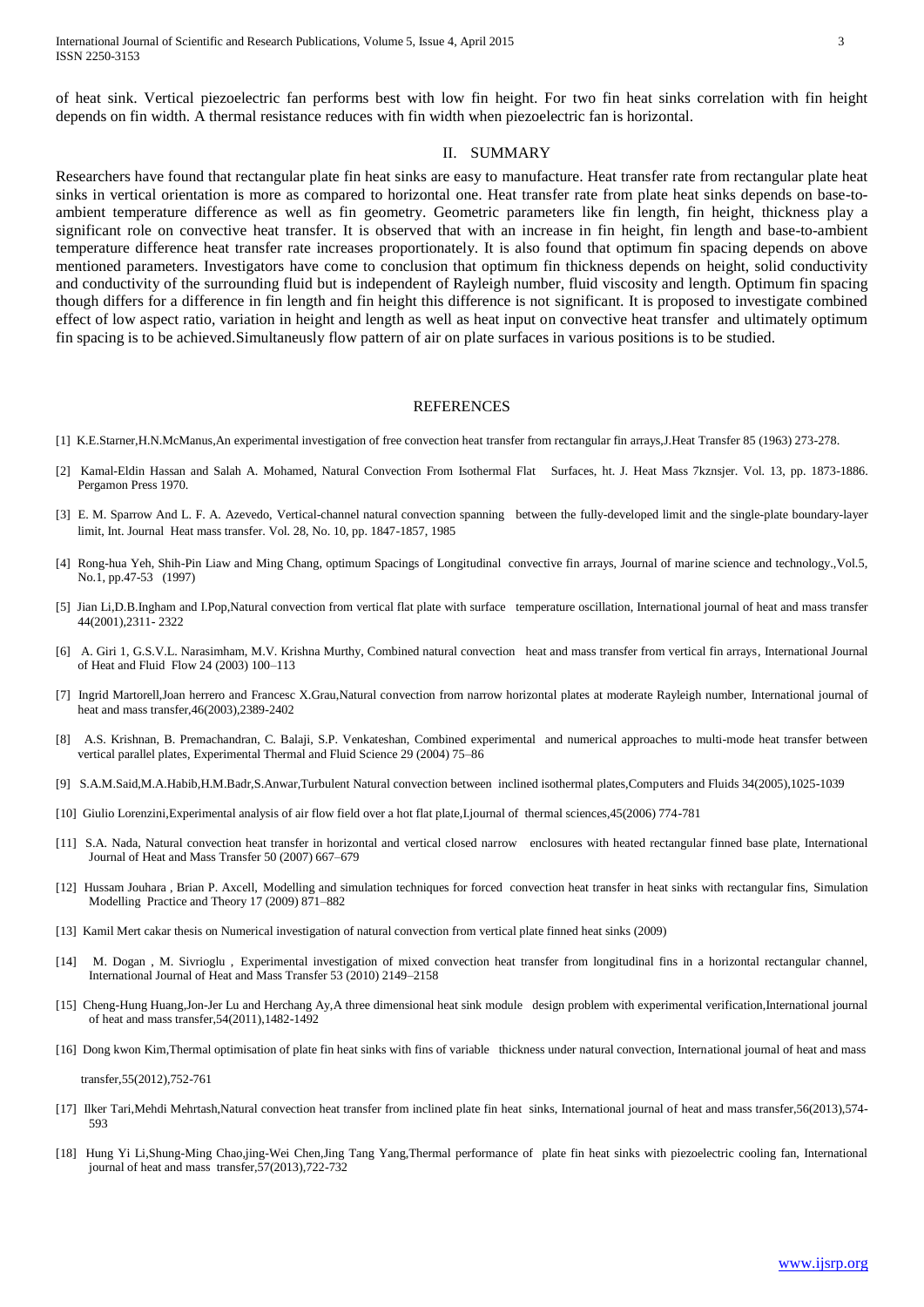of heat sink. Vertical piezoelectric fan performs best with low fin height. For two fin heat sinks correlation with fin height depends on fin width. A thermal resistance reduces with fin width when piezoelectric fan is horizontal.

## II. SUMMARY

Researchers have found that rectangular plate fin heat sinks are easy to manufacture. Heat transfer rate from rectangular plate heat sinks in vertical orientation is more as compared to horizontal one. Heat transfer rate from plate heat sinks depends on base-to-ambient temperature difference as well as fin geometry. Geometric parameters like fin length, fin height, thickness play a significant role on convective heat transfer. It is observed that with an increase in fin height, fin length and base-to-ambient temperature difference heat transfer rate increases proportionately. It is also found that optimum fin spacing depends on above mentioned parameters. Investigators have come to conclusion that optimum fin thickness depends on height, solid conductivity and conductivity of the surrounding fluid but is independent of Rayleigh number, fluid viscosity and length. Optimum fin spacing though differs for a difference in fin length and fin height this difference is not significant. It is proposed to investigate combined effect of low aspect ratio, variation in height and length as well as heat input on convective heat transfer and ultimately optimum fin spacing is to be achieved.Simultaneusly flow pattern of air on plate surfaces in various positions is to be studied.

## REFERENCES

[1] K.E.Starner,H.N.McManus,An experimental investigation of free convection heat transfer from rectangular fin arrays,J.Heat Transfer 85 (1963) 273-278.

[2] Kamal-Eldin Hassan and Salah A. Mohamed, Natural Convection From Isothermal Flat Surfaces, ht. J. Heat Mass 7kznsjer. Vol. 13, pp. 1873-1886. Pergamon Press 1970.

[3] E. M. Sparrow And L. F. A. Azevedo, Vertical-channel natural convection spanning between the fully-developed limit and the single-plate boundary-layer limit, Int. Journal Heat mass transfer. Vol. 28, No. 10, pp. 1847-1857, 1985

[4] Rong-hua Yeh, Shih-Pin Liaw and Ming Chang, optimum Spacings of Longitudinal convective fin arrays, Journal of marine science and technology.,Vol.5, No.1, pp.47-53 (1997)

[5] Jian Li,D.B.Ingham and I.Pop,Natural convection from vertical flat plate with surface temperature oscillation, International journal of heat and mass transfer 44(2001),2311- 2322

[6] A. Giri 1, G.S.V.L. Narasimham, M.V. Krishna Murthy, Combined natural convection heat and mass transfer from vertical fin arrays, International Journal of Heat and Fluid Flow 24 (2003) 100–113

[7] Ingrid Martorell,Joan herrero and Francesc X.Grau,Natural convection from narrow horizontal plates at moderate Rayleigh number, International journal of heat and mass transfer,46(2003),2389-2402

[8] A.S. Krishnan, B. Premachandran, C. Balaji, S.P. Venkateshan, Combined experimental and numerical approaches to multi-mode heat transfer between vertical parallel plates, Experimental Thermal and Fluid Science 29 (2004) 75–86

[9] S.A.M.Said,M.A.Habib,H.M.Badr,S.Anwar,Turbulent Natural convection between inclined isothermal plates,Computers and Fluids 34(2005),1025-1039

[10] Giulio Lorenzini,Experimental analysis of air flow field over a hot flat plate,I.journal of thermal sciences,45(2006) 774-781

[11] S.A. Nada, Natural convection heat transfer in horizontal and vertical closed narrow enclosures with heated rectangular finned base plate, International Journal of Heat and Mass Transfer 50 (2007) 667–679

[12] Hussam Jouhara , Brian P. Axcell, Modelling and simulation techniques for forced convection heat transfer in heat sinks with rectangular fins, Simulation Modelling Practice and Theory 17 (2009) 871–882

[13] Kamil Mert cakar thesis on Numerical investigation of natural convection from vertical plate finned heat sinks (2009)

[14] M. Dogan , M. Sivrioglu , Experimental investigation of mixed convection heat transfer from longitudinal fins in a horizontal rectangular channel, International Journal of Heat and Mass Transfer 53 (2010) 2149–2158

[15] Cheng-Hung Huang,Jon-Jer Lu and Herchang Ay,A three dimensional heat sink module design problem with experimental verification,International journal of heat and mass transfer,54(2011),1482-1492

[16] Dong kwon Kim,Thermal optimisation of plate fin heat sinks with fins of variable thickness under natural convection, International journal of heat and mass transfer,55(2012),752-761

[17] Ilker Tari,Mehdi Mehrtash,Natural convection heat transfer from inclined plate fin heat sinks, International journal of heat and mass transfer,56(2013),574-593

[18] Hung Yi Li,Shung-Ming Chao,jing-Wei Chen,Jing Tang Yang,Thermal performance of plate fin heat sinks with piezoelectric cooling fan, International journal of heat and mass transfer,57(2013),722-732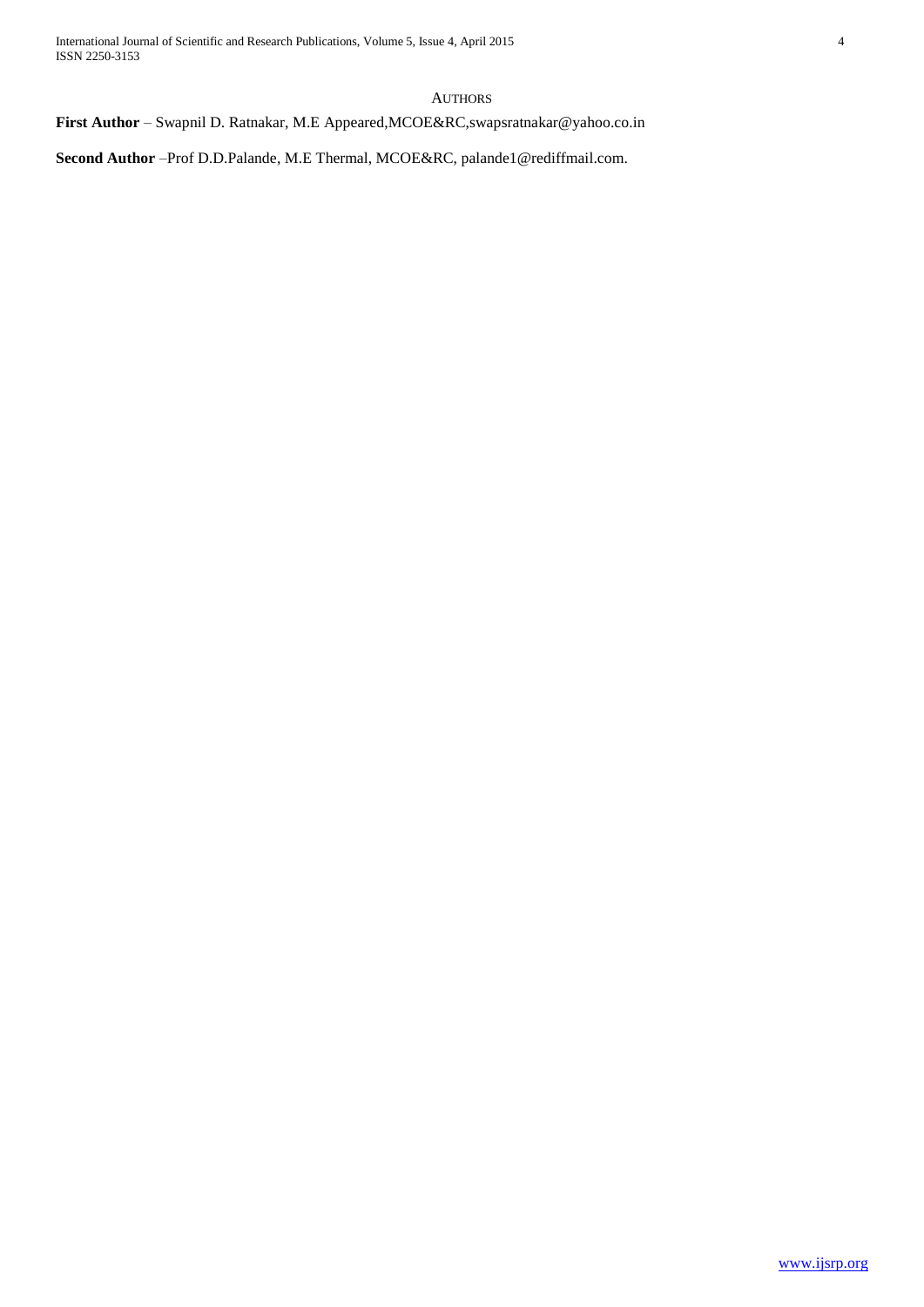## AUTHORS

**First Author** – Swapnil D. Ratnakar, M.E Appeared,MCOE&RC,swapsratnakar@yahoo.co.in

**Second Author** –Prof D.D.Palande, M.E Thermal, MCOE&RC, palande1@rediffmail.com.